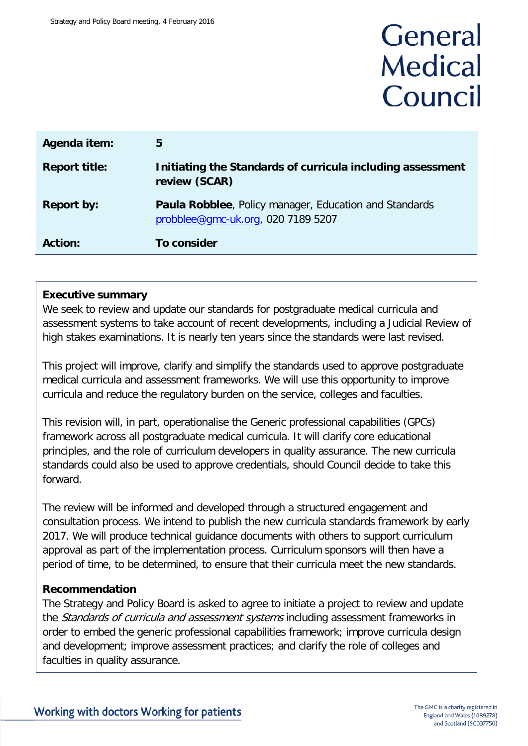General Medical Council

| | |
|---|---|
| **Agenda item:** | **5** |
| **Report title:** | **Initiating the Standards of curricula including assessment review (SCAR)** |
| **Report by:** | **Paula Robblee**, Policy manager, Education and Standards probblee@gmc-uk.org, 020 7189 5207 |
| **Action:** | **To consider** |

**Executive summary**

We seek to review and update our standards for postgraduate medical curricula and assessment systems to take account of recent developments, including a Judicial Review of high stakes examinations. It is nearly ten years since the standards were last revised.

This project will improve, clarify and simplify the standards used to approve postgraduate medical curricula and assessment frameworks. We will use this opportunity to improve curricula and reduce the regulatory burden on the service, colleges and faculties.

This revision will, in part, operationalise the Generic professional capabilities (GPCs) framework across all postgraduate medical curricula. It will clarify core educational principles, and the role of curriculum developers in quality assurance. The new curricula standards could also be used to approve credentials, should Council decide to take this forward.

The review will be informed and developed through a structured engagement and consultation process. We intend to publish the new curricula standards framework by early 2017. We will produce technical guidance documents with others to support curriculum approval as part of the implementation process. Curriculum sponsors will then have a period of time, to be determined, to ensure that their curricula meet the new standards.

**Recommendation**

The Strategy and Policy Board is asked to agree to initiate a project to review and update the *Standards of curricula and assessment systems* including assessment frameworks in order to embed the generic professional capabilities framework; improve curricula design and development; improve assessment practices; and clarify the role of colleges and faculties in quality assurance.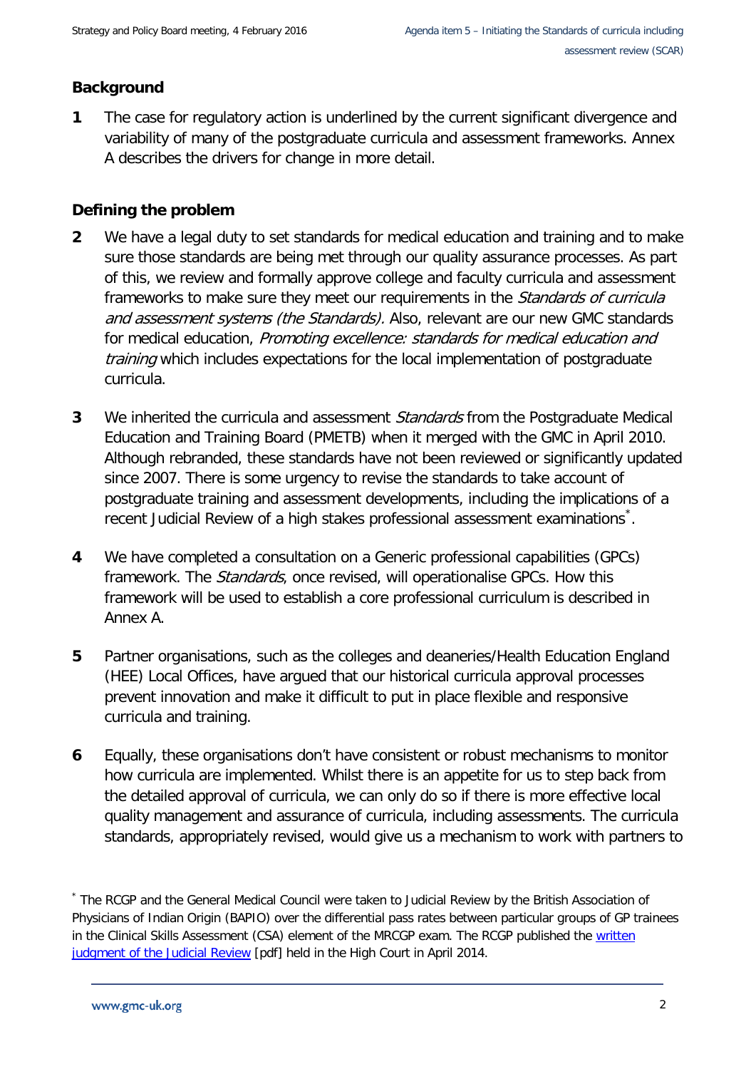## Background

1 The case for regulatory action is underlined by the current significant divergence and variability of many of the postgraduate curricula and assessment frameworks. Annex A describes the drivers for change in more detail.

## Defining the problem

2 We have a legal duty to set standards for medical education and training and to make sure those standards are being met through our quality assurance processes. As part of this, we review and formally approve college and faculty curricula and assessment frameworks to make sure they meet our requirements in the *Standards of curricula and assessment systems (the Standards).* Also, relevant are our new GMC standards for medical education, *Promoting excellence: standards for medical education and training* which includes expectations for the local implementation of postgraduate curricula.

3 We inherited the curricula and assessment *Standards* from the Postgraduate Medical Education and Training Board (PMETB) when it merged with the GMC in April 2010. Although rebranded, these standards have not been reviewed or significantly updated since 2007. There is some urgency to revise the standards to take account of postgraduate training and assessment developments, including the implications of a recent Judicial Review of a high stakes professional assessment examinations[*].

4 We have completed a consultation on a Generic professional capabilities (GPCs) framework. The *Standards*, once revised, will operationalise GPCs. How this framework will be used to establish a core professional curriculum is described in Annex A.

5 Partner organisations, such as the colleges and deaneries/Health Education England (HEE) Local Offices, have argued that our historical curricula approval processes prevent innovation and make it difficult to put in place flexible and responsive curricula and training.

6 Equally, these organisations don't have consistent or robust mechanisms to monitor how curricula are implemented. Whilst there is an appetite for us to step back from the detailed approval of curricula, we can only do so if there is more effective local quality management and assurance of curricula, including assessments. The curricula standards, appropriately revised, would give us a mechanism to work with partners to

[*] The RCGP and the General Medical Council were taken to Judicial Review by the British Association of Physicians of Indian Origin (BAPIO) over the differential pass rates between particular groups of GP trainees in the Clinical Skills Assessment (CSA) element of the MRCGP exam. The RCGP published the written judgment of the Judicial Review [pdf] held in the High Court in April 2014.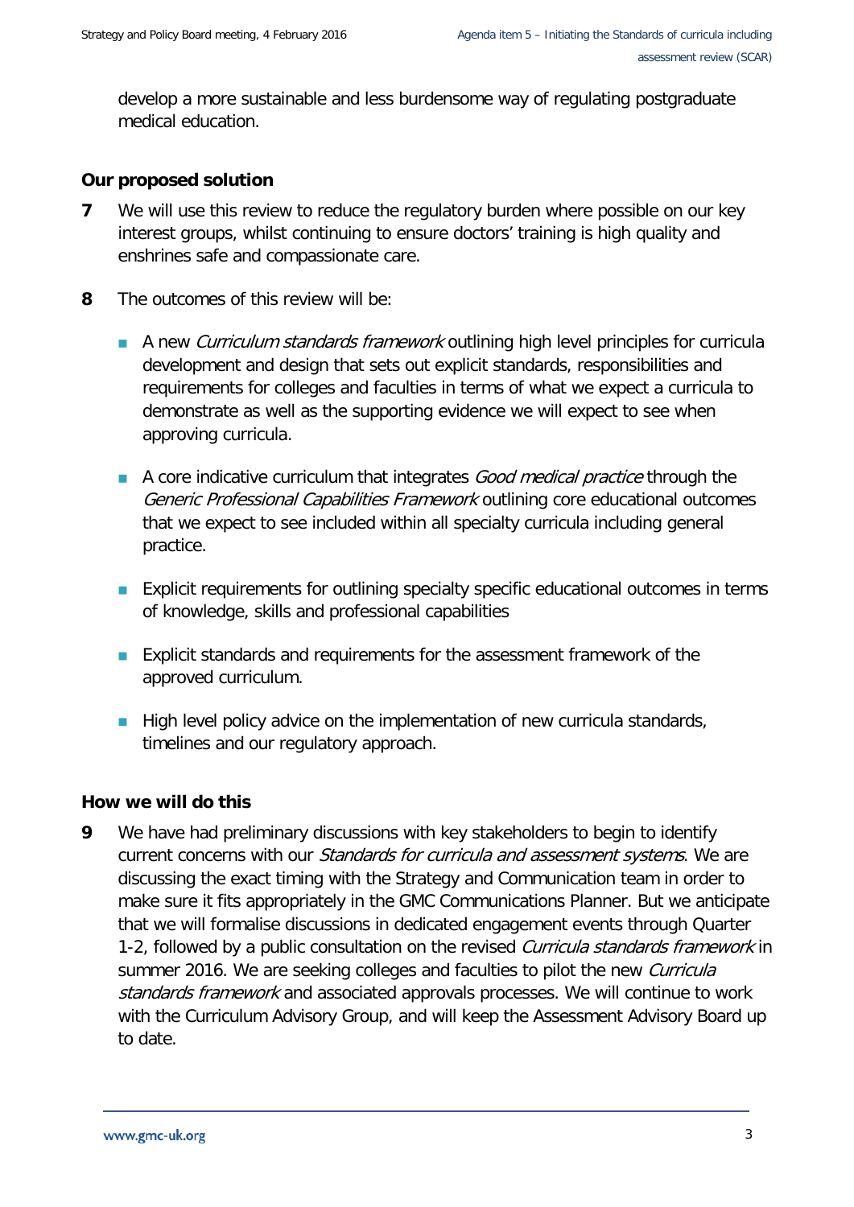develop a more sustainable and less burdensome way of regulating postgraduate medical education.

### Our proposed solution

**7** We will use this review to reduce the regulatory burden where possible on our key interest groups, whilst continuing to ensure doctors' training is high quality and enshrines safe and compassionate care.

**8** The outcomes of this review will be:

- A new *Curriculum standards framework* outlining high level principles for curricula development and design that sets out explicit standards, responsibilities and requirements for colleges and faculties in terms of what we expect a curricula to demonstrate as well as the supporting evidence we will expect to see when approving curricula.
- A core indicative curriculum that integrates *Good medical practice* through the *Generic Professional Capabilities Framework* outlining core educational outcomes that we expect to see included within all specialty curricula including general practice.
- Explicit requirements for outlining specialty specific educational outcomes in terms of knowledge, skills and professional capabilities
- Explicit standards and requirements for the assessment framework of the approved curriculum.
- High level policy advice on the implementation of new curricula standards, timelines and our regulatory approach.

### How we will do this

**9** We have had preliminary discussions with key stakeholders to begin to identify current concerns with our *Standards for curricula and assessment systems*. We are discussing the exact timing with the Strategy and Communication team in order to make sure it fits appropriately in the GMC Communications Planner. But we anticipate that we will formalise discussions in dedicated engagement events through Quarter 1-2, followed by a public consultation on the revised *Curricula standards framework* in summer 2016. We are seeking colleges and faculties to pilot the new *Curricula standards framework* and associated approvals processes. We will continue to work with the Curriculum Advisory Group, and will keep the Assessment Advisory Board up to date.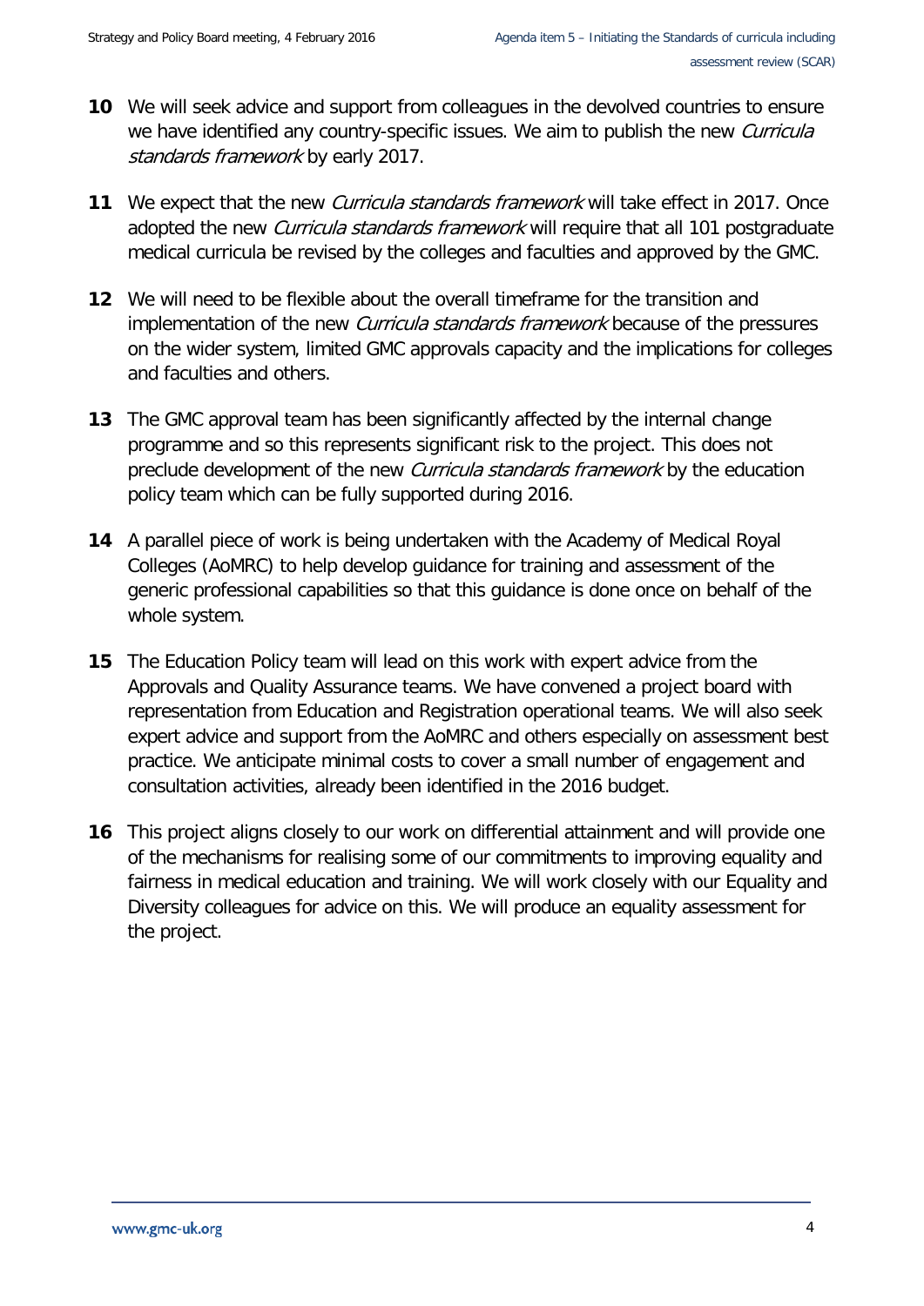**10** We will seek advice and support from colleagues in the devolved countries to ensure we have identified any country-specific issues. We aim to publish the new *Curricula standards framework* by early 2017.

**11** We expect that the new *Curricula standards framework* will take effect in 2017. Once adopted the new *Curricula standards framework* will require that all 101 postgraduate medical curricula be revised by the colleges and faculties and approved by the GMC.

**12** We will need to be flexible about the overall timeframe for the transition and implementation of the new *Curricula standards framework* because of the pressures on the wider system, limited GMC approvals capacity and the implications for colleges and faculties and others.

**13** The GMC approval team has been significantly affected by the internal change programme and so this represents significant risk to the project. This does not preclude development of the new *Curricula standards framework* by the education policy team which can be fully supported during 2016.

**14** A parallel piece of work is being undertaken with the Academy of Medical Royal Colleges (AoMRC) to help develop guidance for training and assessment of the generic professional capabilities so that this guidance is done once on behalf of the whole system.

**15** The Education Policy team will lead on this work with expert advice from the Approvals and Quality Assurance teams. We have convened a project board with representation from Education and Registration operational teams. We will also seek expert advice and support from the AoMRC and others especially on assessment best practice. We anticipate minimal costs to cover a small number of engagement and consultation activities, already been identified in the 2016 budget.

**16** This project aligns closely to our work on differential attainment and will provide one of the mechanisms for realising some of our commitments to improving equality and fairness in medical education and training. We will work closely with our Equality and Diversity colleagues for advice on this. We will produce an equality assessment for the project.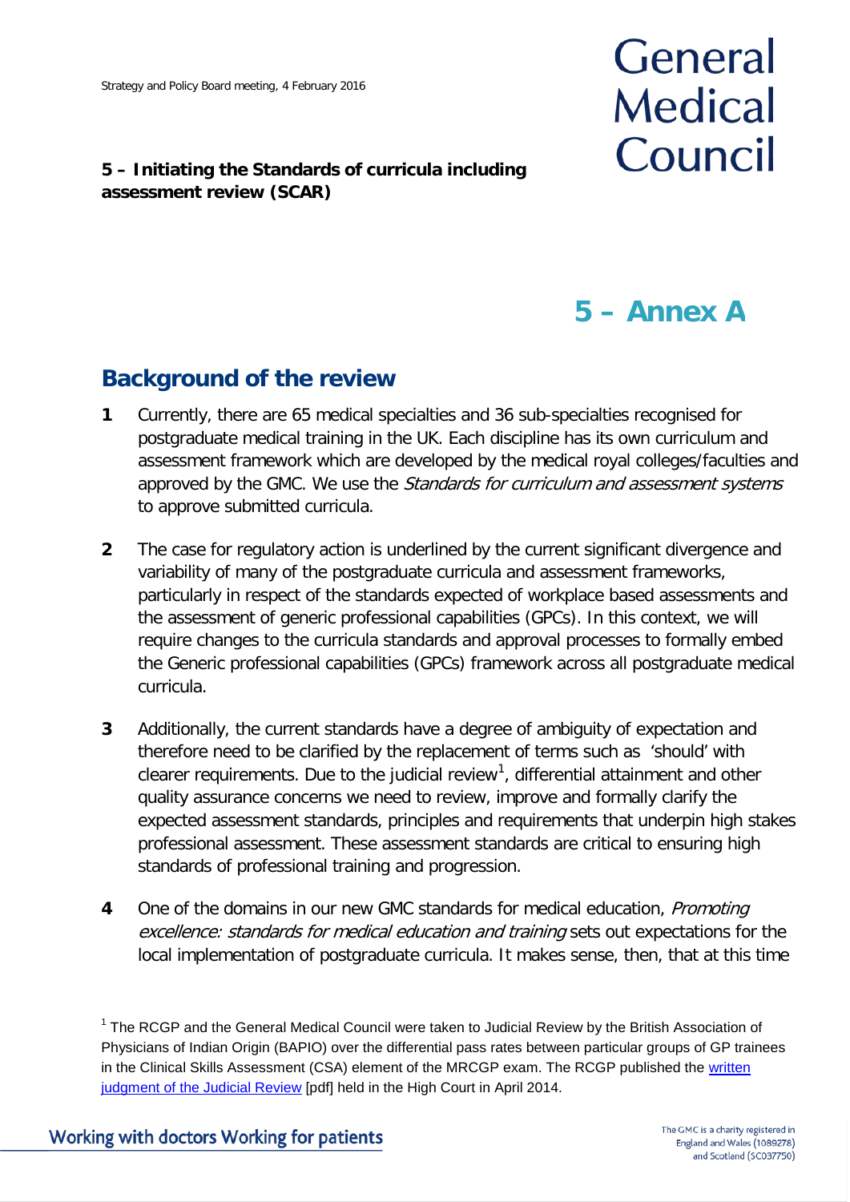**5 – Initiating the Standards of curricula including assessment review (SCAR)**

# 5 – Annex A

## Background of the review

**1** Currently, there are 65 medical specialties and 36 sub-specialties recognised for postgraduate medical training in the UK. Each discipline has its own curriculum and assessment framework which are developed by the medical royal colleges/faculties and approved by the GMC. We use the *Standards for curriculum and assessment systems* to approve submitted curricula.

**2** The case for regulatory action is underlined by the current significant divergence and variability of many of the postgraduate curricula and assessment frameworks, particularly in respect of the standards expected of workplace based assessments and the assessment of generic professional capabilities (GPCs). In this context, we will require changes to the curricula standards and approval processes to formally embed the Generic professional capabilities (GPCs) framework across all postgraduate medical curricula.

**3** Additionally, the current standards have a degree of ambiguity of expectation and therefore need to be clarified by the replacement of terms such as 'should' with clearer requirements. Due to the judicial review[1], differential attainment and other quality assurance concerns we need to review, improve and formally clarify the expected assessment standards, principles and requirements that underpin high stakes professional assessment. These assessment standards are critical to ensuring high standards of professional training and progression.

**4** One of the domains in our new GMC standards for medical education, *Promoting excellence: standards for medical education and training* sets out expectations for the local implementation of postgraduate curricula. It makes sense, then, that at this time

[1] The RCGP and the General Medical Council were taken to Judicial Review by the British Association of Physicians of Indian Origin (BAPIO) over the differential pass rates between particular groups of GP trainees in the Clinical Skills Assessment (CSA) element of the MRCGP exam. The RCGP published the written judgment of the Judicial Review [pdf] held in the High Court in April 2014.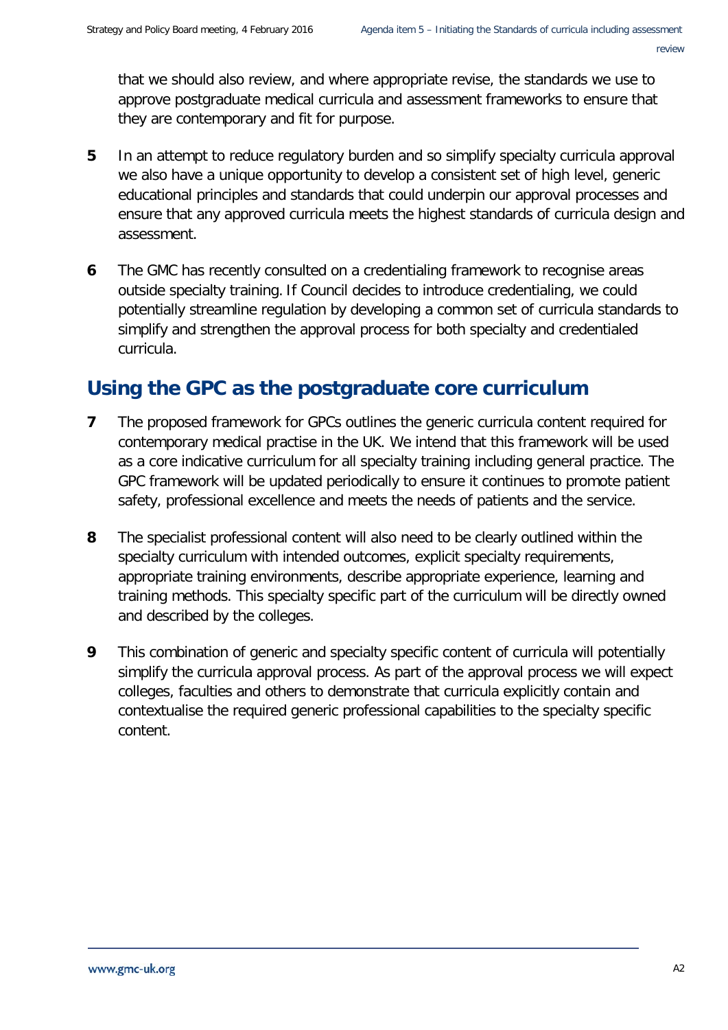that we should also review, and where appropriate revise, the standards we use to approve postgraduate medical curricula and assessment frameworks to ensure that they are contemporary and fit for purpose.

**5** In an attempt to reduce regulatory burden and so simplify specialty curricula approval we also have a unique opportunity to develop a consistent set of high level, generic educational principles and standards that could underpin our approval processes and ensure that any approved curricula meets the highest standards of curricula design and assessment.

**6** The GMC has recently consulted on a credentialing framework to recognise areas outside specialty training. If Council decides to introduce credentialing, we could potentially streamline regulation by developing a common set of curricula standards to simplify and strengthen the approval process for both specialty and credentialed curricula.

## Using the GPC as the postgraduate core curriculum

**7** The proposed framework for GPCs outlines the generic curricula content required for contemporary medical practise in the UK. We intend that this framework will be used as a core indicative curriculum for all specialty training including general practice. The GPC framework will be updated periodically to ensure it continues to promote patient safety, professional excellence and meets the needs of patients and the service.

**8** The specialist professional content will also need to be clearly outlined within the specialty curriculum with intended outcomes, explicit specialty requirements, appropriate training environments, describe appropriate experience, learning and training methods. This specialty specific part of the curriculum will be directly owned and described by the colleges.

**9** This combination of generic and specialty specific content of curricula will potentially simplify the curricula approval process. As part of the approval process we will expect colleges, faculties and others to demonstrate that curricula explicitly contain and contextualise the required generic professional capabilities to the specialty specific content.